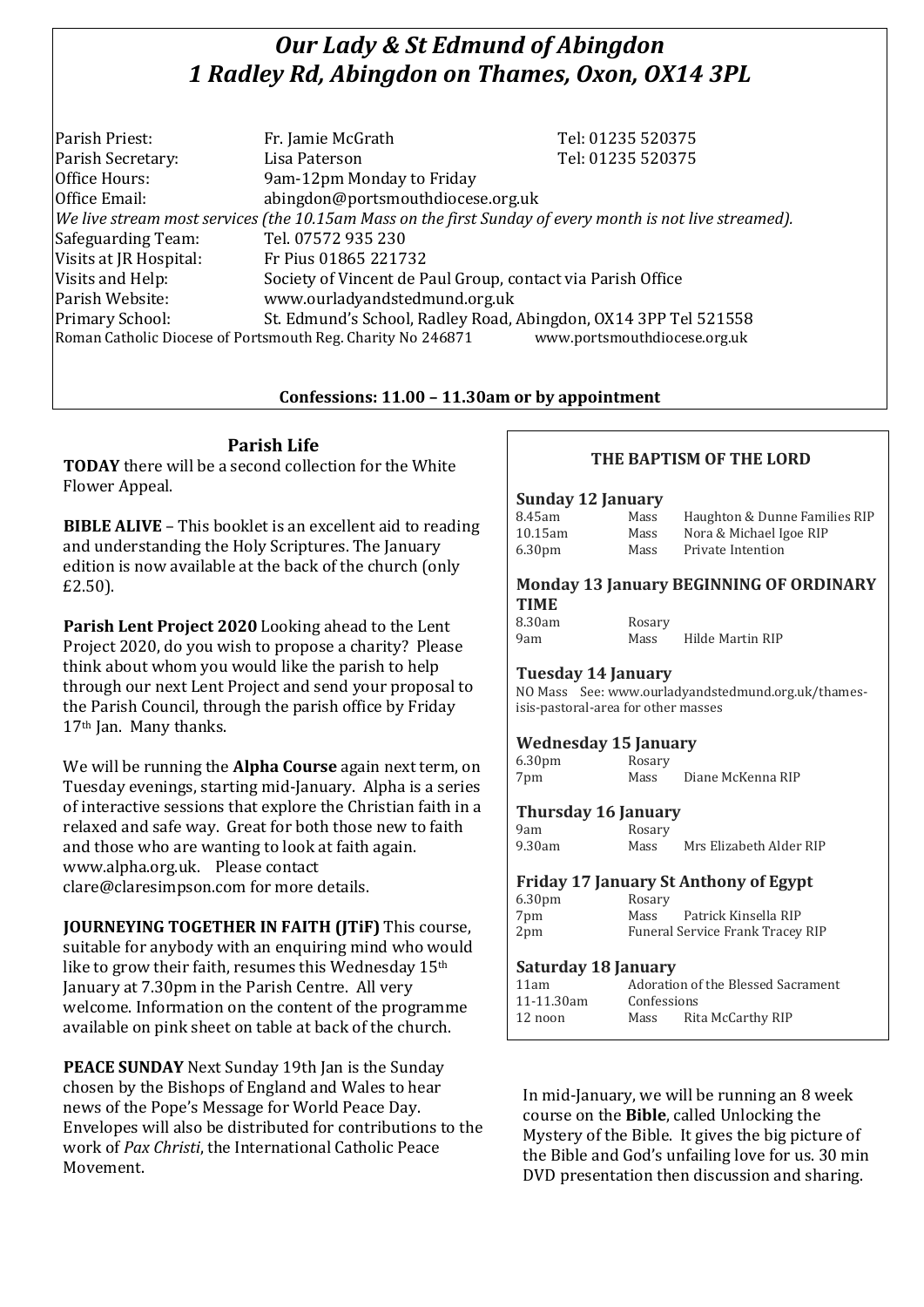# *Our Lady & St Edmund of Abingdon*
# *1 Radley Rd, Abingdon on Thames, Oxon, OX14 3PL*

| | | |
|---|---|---|
| Parish Priest: | Fr. Jamie McGrath | Tel: 01235 520375 |
| Parish Secretary: | Lisa Paterson | Tel: 01235 520375 |
| Office Hours: | 9am-12pm Monday to Friday | |
| Office Email: | abingdon@portsmouthdiocese.org.uk | |

*We live stream most services (the 10.15am Mass on the first Sunday of every month is not live streamed).*

| | |
|---|---|
| Safeguarding Team: | Tel. 07572 935 230 |
| Visits at JR Hospital: | Fr Pius 01865 221732 |
| Visits and Help: | Society of Vincent de Paul Group, contact via Parish Office |
| Parish Website: | www.ourladyandstedmund.org.uk |
| Primary School: | St. Edmund's School, Radley Road, Abingdon, OX14 3PP Tel 521558 |

Roman Catholic Diocese of Portsmouth Reg. Charity No 246871 www.portsmouthdiocese.org.uk

**Confessions: 11.00 – 11.30am or by appointment**

## Parish Life

**TODAY** there will be a second collection for the White Flower Appeal.

**BIBLE ALIVE** – This booklet is an excellent aid to reading and understanding the Holy Scriptures. The January edition is now available at the back of the church (only £2.50).

**Parish Lent Project 2020** Looking ahead to the Lent Project 2020, do you wish to propose a charity? Please think about whom you would like the parish to help through our next Lent Project and send your proposal to the Parish Council, through the parish office by Friday 17th Jan. Many thanks.

We will be running the **Alpha Course** again next term, on Tuesday evenings, starting mid-January. Alpha is a series of interactive sessions that explore the Christian faith in a relaxed and safe way. Great for both those new to faith and those who are wanting to look at faith again. www.alpha.org.uk. Please contact clare@claresimpson.com for more details.

**JOURNEYING TOGETHER IN FAITH (JTiF)** This course, suitable for anybody with an enquiring mind who would like to grow their faith, resumes this Wednesday 15th January at 7.30pm in the Parish Centre. All very welcome. Information on the content of the programme available on pink sheet on table at back of the church.

**PEACE SUNDAY** Next Sunday 19th Jan is the Sunday chosen by the Bishops of England and Wales to hear news of the Pope's Message for World Peace Day. Envelopes will also be distributed for contributions to the work of *Pax Christi*, the International Catholic Peace Movement.

### THE BAPTISM OF THE LORD

**Sunday 12 January**

| | | |
|---|---|---|
| 8.45am | Mass | Haughton & Dunne Families RIP |
| 10.15am | Mass | Nora & Michael Igoe RIP |
| 6.30pm | Mass | Private Intention |

**Monday 13 January BEGINNING OF ORDINARY TIME**

| | | |
|---|---|---|
| 8.30am | Rosary | |
| 9am | Mass | Hilde Martin RIP |

**Tuesday 14 January**

NO Mass See: www.ourladyandstedmund.org.uk/thames-isis-pastoral-area for other masses

**Wednesday 15 January**

| | | |
|---|---|---|
| 6.30pm | Rosary | |
| 7pm | Mass | Diane McKenna RIP |

**Thursday 16 January**

| | | |
|---|---|---|
| 9am | Rosary | |
| 9.30am | Mass | Mrs Elizabeth Alder RIP |

**Friday 17 January St Anthony of Egypt**

| | | |
|---|---|---|
| 6.30pm | Rosary | |
| 7pm | Mass | Patrick Kinsella RIP |
| 2pm | Funeral Service Frank Tracey RIP | |

**Saturday 18 January**

| | | |
|---|---|---|
| 11am | Adoration of the Blessed Sacrament | |
| 11-11.30am | Confessions | |
| 12 noon | Mass | Rita McCarthy RIP |

In mid-January, we will be running an 8 week course on the **Bible**, called Unlocking the Mystery of the Bible. It gives the big picture of the Bible and God's unfailing love for us. 30 min DVD presentation then discussion and sharing.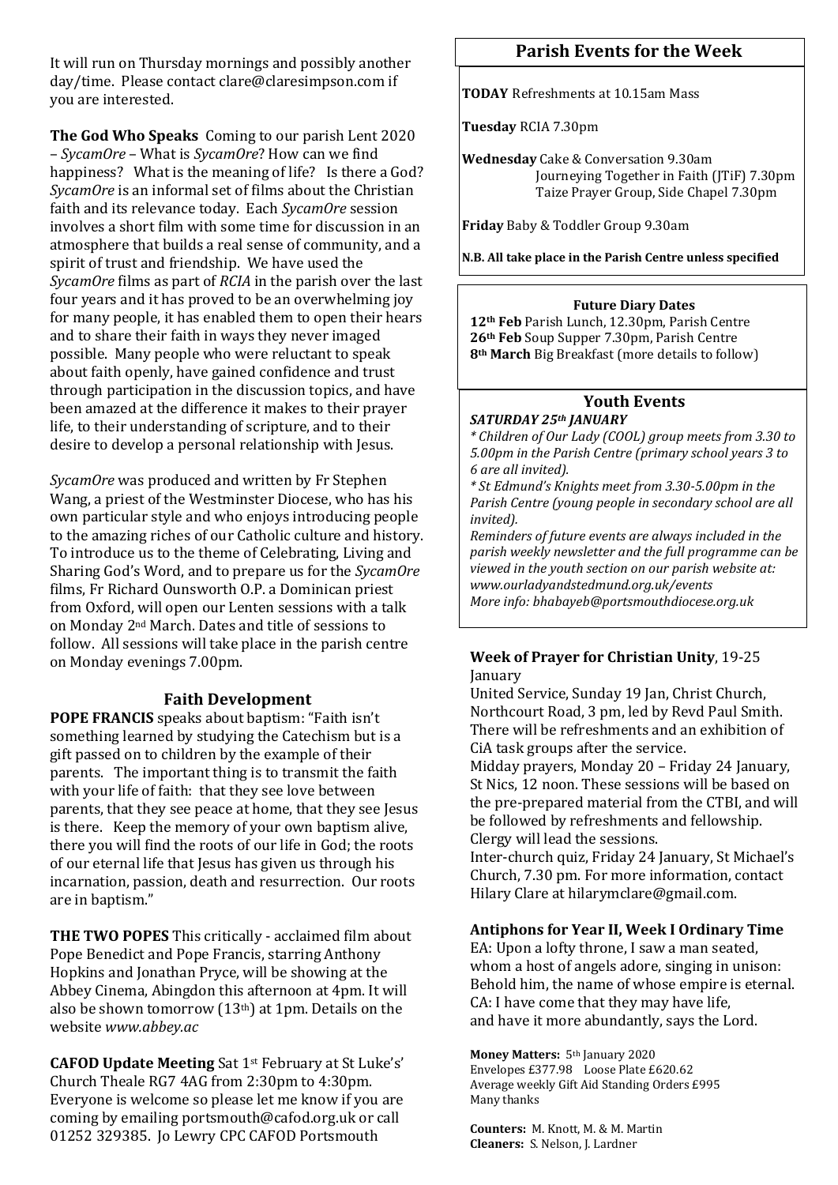It will run on Thursday mornings and possibly another day/time. Please contact clare@claresimpson.com if you are interested.

**The God Who Speaks** Coming to our parish Lent 2020 – *SycamOre* – What is *SycamOre*? How can we find happiness? What is the meaning of life? Is there a God? *SycamOre* is an informal set of films about the Christian faith and its relevance today. Each *SycamOre* session involves a short film with some time for discussion in an atmosphere that builds a real sense of community, and a spirit of trust and friendship. We have used the *SycamOre* films as part of *RCIA* in the parish over the last four years and it has proved to be an overwhelming joy for many people, it has enabled them to open their hears and to share their faith in ways they never imaged possible. Many people who were reluctant to speak about faith openly, have gained confidence and trust through participation in the discussion topics, and have been amazed at the difference it makes to their prayer life, to their understanding of scripture, and to their desire to develop a personal relationship with Jesus.

*SycamOre* was produced and written by Fr Stephen Wang, a priest of the Westminster Diocese, who has his own particular style and who enjoys introducing people to the amazing riches of our Catholic culture and history. To introduce us to the theme of Celebrating, Living and Sharing God's Word, and to prepare us for the *SycamOre* films, Fr Richard Ounsworth O.P. a Dominican priest from Oxford, will open our Lenten sessions with a talk on Monday 2nd March. Dates and title of sessions to follow. All sessions will take place in the parish centre on Monday evenings 7.00pm.

## Faith Development

**POPE FRANCIS** speaks about baptism: "Faith isn't something learned by studying the Catechism but is a gift passed on to children by the example of their parents. The important thing is to transmit the faith with your life of faith: that they see love between parents, that they see peace at home, that they see Jesus is there. Keep the memory of your own baptism alive, there you will find the roots of our life in God; the roots of our eternal life that Jesus has given us through his incarnation, passion, death and resurrection. Our roots are in baptism."

**THE TWO POPES** This critically - acclaimed film about Pope Benedict and Pope Francis, starring Anthony Hopkins and Jonathan Pryce, will be showing at the Abbey Cinema, Abingdon this afternoon at 4pm. It will also be shown tomorrow (13th) at 1pm. Details on the website *www.abbey.ac*

**CAFOD Update Meeting** Sat 1st February at St Luke's' Church Theale RG7 4AG from 2:30pm to 4:30pm. Everyone is welcome so please let me know if you are coming by emailing portsmouth@cafod.org.uk or call 01252 329385. Jo Lewry CPC CAFOD Portsmouth

## Parish Events for the Week

**TODAY** Refreshments at 10.15am Mass

**Tuesday** RCIA 7.30pm

**Wednesday** Cake & Conversation 9.30am
Journeying Together in Faith (JTiF) 7.30pm
Taize Prayer Group, Side Chapel 7.30pm

**Friday** Baby & Toddler Group 9.30am

**N.B. All take place in the Parish Centre unless specified**

**Future Diary Dates**

**12th Feb** Parish Lunch, 12.30pm, Parish Centre
**26th Feb** Soup Supper 7.30pm, Parish Centre
**8th March** Big Breakfast (more details to follow)

## Youth Events

***SATURDAY 25th JANUARY***

*\* Children of Our Lady (COOL) group meets from 3.30 to 5.00pm in the Parish Centre (primary school years 3 to 6 are all invited).*

*\* St Edmund's Knights meet from 3.30-5.00pm in the Parish Centre (young people in secondary school are all invited).*

*Reminders of future events are always included in the parish weekly newsletter and the full programme can be viewed in the youth section on our parish website at: www.ourladyandstedmund.org.uk/events*
*More info: bhabayeb@portsmouthdiocese.org.uk*

**Week of Prayer for Christian Unity**, 19-25 January

United Service, Sunday 19 Jan, Christ Church, Northcourt Road, 3 pm, led by Revd Paul Smith. There will be refreshments and an exhibition of CiA task groups after the service.

Midday prayers, Monday 20 – Friday 24 January, St Nics, 12 noon. These sessions will be based on the pre-prepared material from the CTBI, and will be followed by refreshments and fellowship. Clergy will lead the sessions.

Inter-church quiz, Friday 24 January, St Michael's Church, 7.30 pm. For more information, contact Hilary Clare at hilarymclare@gmail.com.

**Antiphons for Year II, Week I Ordinary Time**

EA: Upon a lofty throne, I saw a man seated, whom a host of angels adore, singing in unison: Behold him, the name of whose empire is eternal.
CA: I have come that they may have life, and have it more abundantly, says the Lord.

**Money Matters:** 5th January 2020
Envelopes £377.98 Loose Plate £620.62
Average weekly Gift Aid Standing Orders £995
Many thanks

**Counters:** M. Knott, M. & M. Martin
**Cleaners:** S. Nelson, J. Lardner